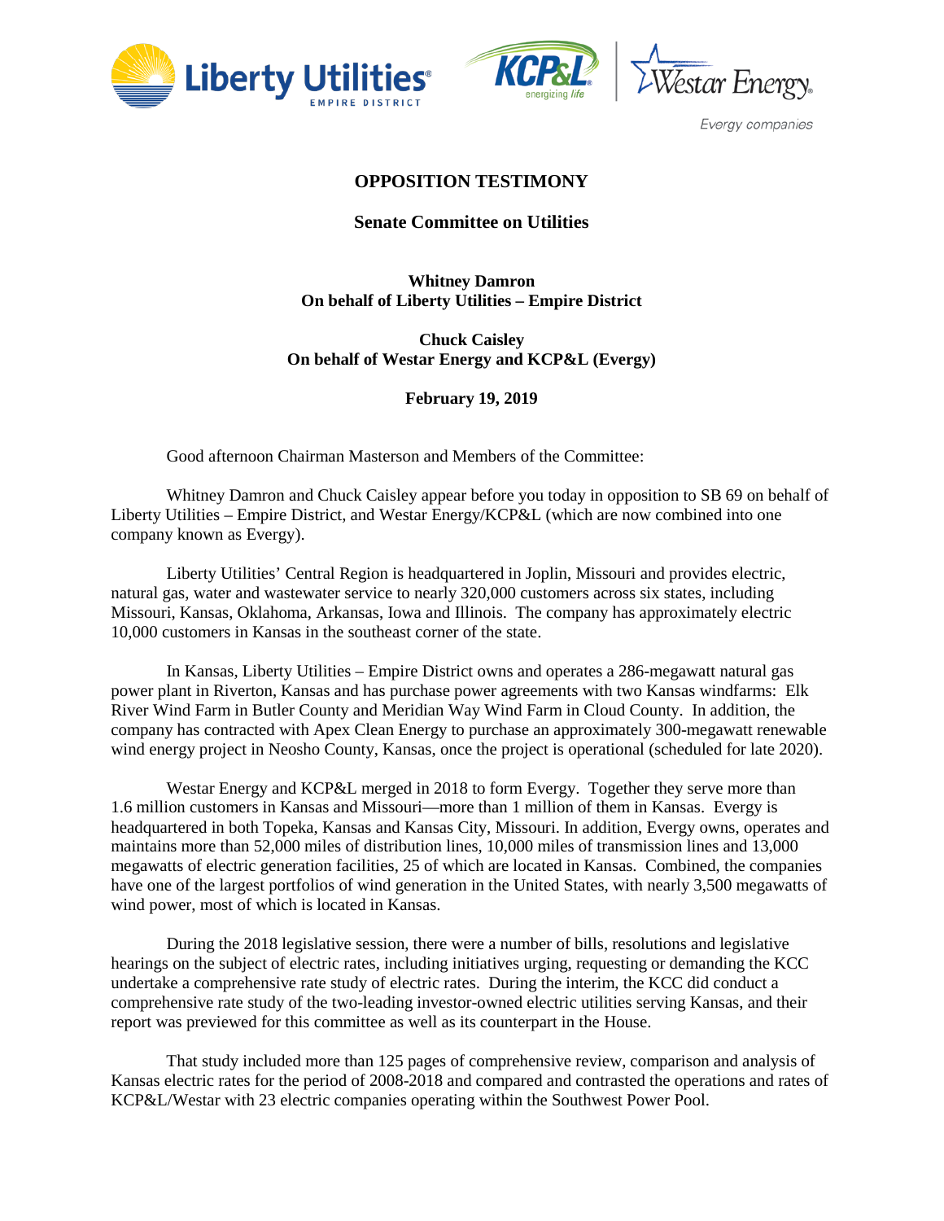# OPPOSITION TESTIMONY

## Senate Committee on Utilities

**Whitney Damron**
**On behalf of Liberty Utilities – Empire District**

**Chuck Caisley**
**On behalf of Westar Energy and KCP&L (Evergy)**

**February 19, 2019**

Good afternoon Chairman Masterson and Members of the Committee:

Whitney Damron and Chuck Caisley appear before you today in opposition to SB 69 on behalf of Liberty Utilities – Empire District, and Westar Energy/KCP&L (which are now combined into one company known as Evergy).

Liberty Utilities' Central Region is headquartered in Joplin, Missouri and provides electric, natural gas, water and wastewater service to nearly 320,000 customers across six states, including Missouri, Kansas, Oklahoma, Arkansas, Iowa and Illinois. The company has approximately electric 10,000 customers in Kansas in the southeast corner of the state.

In Kansas, Liberty Utilities – Empire District owns and operates a 286-megawatt natural gas power plant in Riverton, Kansas and has purchase power agreements with two Kansas windfarms: Elk River Wind Farm in Butler County and Meridian Way Wind Farm in Cloud County. In addition, the company has contracted with Apex Clean Energy to purchase an approximately 300-megawatt renewable wind energy project in Neosho County, Kansas, once the project is operational (scheduled for late 2020).

Westar Energy and KCP&L merged in 2018 to form Evergy. Together they serve more than 1.6 million customers in Kansas and Missouri—more than 1 million of them in Kansas. Evergy is headquartered in both Topeka, Kansas and Kansas City, Missouri. In addition, Evergy owns, operates and maintains more than 52,000 miles of distribution lines, 10,000 miles of transmission lines and 13,000 megawatts of electric generation facilities, 25 of which are located in Kansas. Combined, the companies have one of the largest portfolios of wind generation in the United States, with nearly 3,500 megawatts of wind power, most of which is located in Kansas.

During the 2018 legislative session, there were a number of bills, resolutions and legislative hearings on the subject of electric rates, including initiatives urging, requesting or demanding the KCC undertake a comprehensive rate study of electric rates. During the interim, the KCC did conduct a comprehensive rate study of the two-leading investor-owned electric utilities serving Kansas, and their report was previewed for this committee as well as its counterpart in the House.

That study included more than 125 pages of comprehensive review, comparison and analysis of Kansas electric rates for the period of 2008-2018 and compared and contrasted the operations and rates of KCP&L/Westar with 23 electric companies operating within the Southwest Power Pool.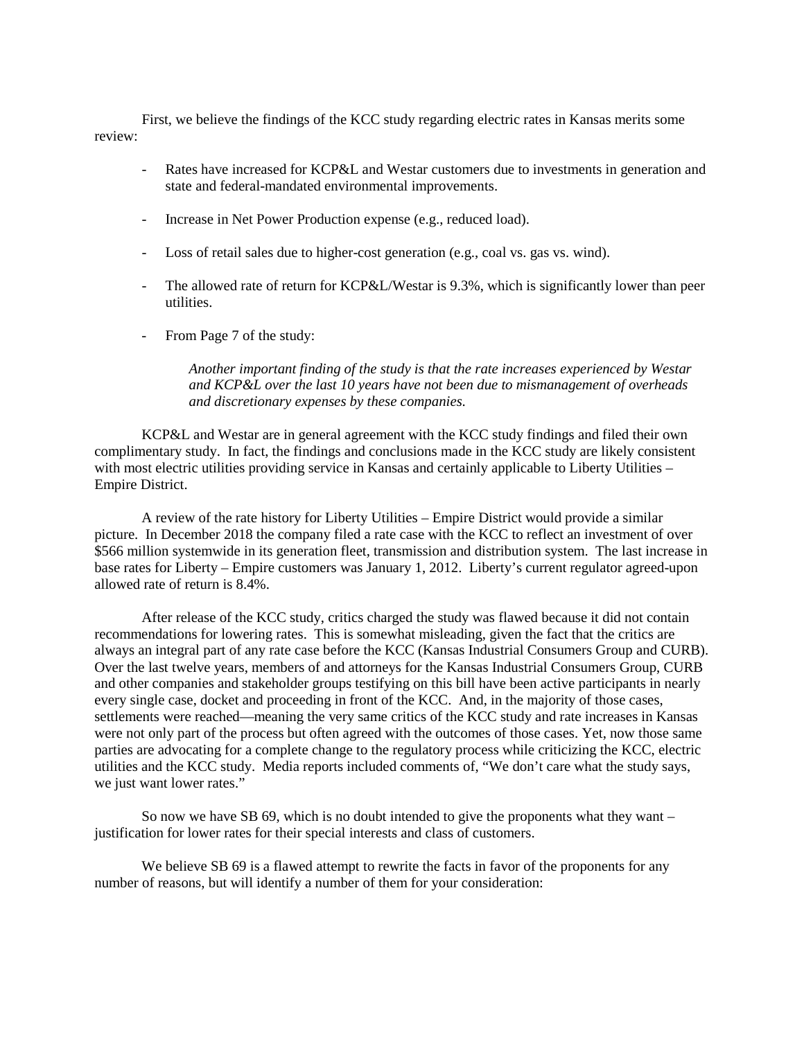First, we believe the findings of the KCC study regarding electric rates in Kansas merits some review:

- Rates have increased for KCP&L and Westar customers due to investments in generation and state and federal-mandated environmental improvements.
- Increase in Net Power Production expense (e.g., reduced load).
- Loss of retail sales due to higher-cost generation (e.g., coal vs. gas vs. wind).
- The allowed rate of return for KCP&L/Westar is 9.3%, which is significantly lower than peer utilities.
- From Page 7 of the study:

  > *Another important finding of the study is that the rate increases experienced by Westar and KCP&L over the last 10 years have not been due to mismanagement of overheads and discretionary expenses by these companies.*

KCP&L and Westar are in general agreement with the KCC study findings and filed their own complimentary study. In fact, the findings and conclusions made in the KCC study are likely consistent with most electric utilities providing service in Kansas and certainly applicable to Liberty Utilities – Empire District.

A review of the rate history for Liberty Utilities – Empire District would provide a similar picture. In December 2018 the company filed a rate case with the KCC to reflect an investment of over $566 million systemwide in its generation fleet, transmission and distribution system. The last increase in base rates for Liberty – Empire customers was January 1, 2012. Liberty's current regulator agreed-upon allowed rate of return is 8.4%.

After release of the KCC study, critics charged the study was flawed because it did not contain recommendations for lowering rates. This is somewhat misleading, given the fact that the critics are always an integral part of any rate case before the KCC (Kansas Industrial Consumers Group and CURB). Over the last twelve years, members of and attorneys for the Kansas Industrial Consumers Group, CURB and other companies and stakeholder groups testifying on this bill have been active participants in nearly every single case, docket and proceeding in front of the KCC. And, in the majority of those cases, settlements were reached—meaning the very same critics of the KCC study and rate increases in Kansas were not only part of the process but often agreed with the outcomes of those cases. Yet, now those same parties are advocating for a complete change to the regulatory process while criticizing the KCC, electric utilities and the KCC study. Media reports included comments of, "We don't care what the study says, we just want lower rates."

So now we have SB 69, which is no doubt intended to give the proponents what they want – justification for lower rates for their special interests and class of customers.

We believe SB 69 is a flawed attempt to rewrite the facts in favor of the proponents for any number of reasons, but will identify a number of them for your consideration: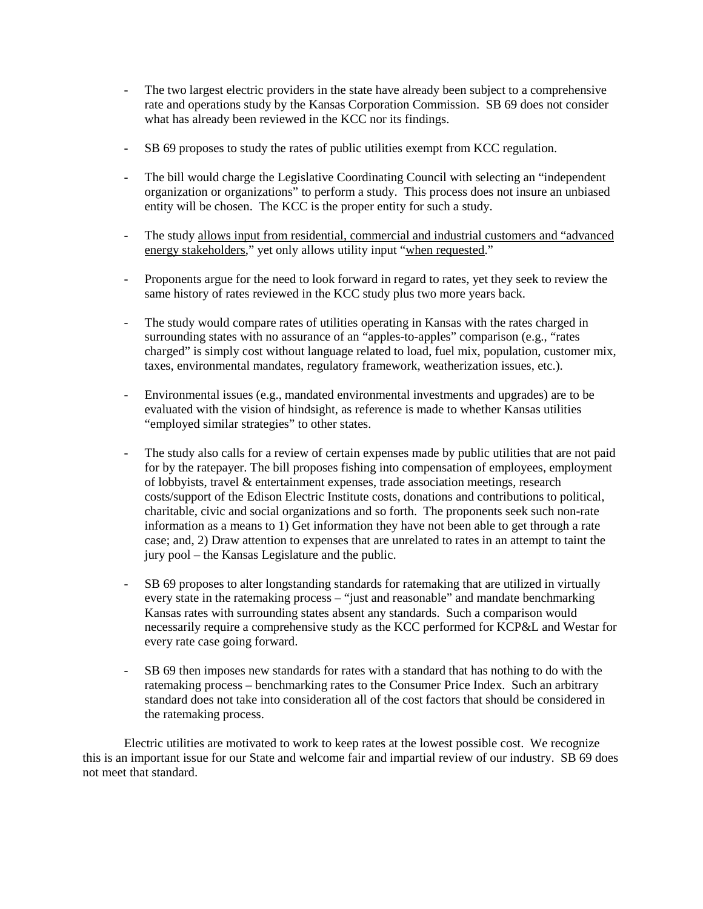- The two largest electric providers in the state have already been subject to a comprehensive rate and operations study by the Kansas Corporation Commission. SB 69 does not consider what has already been reviewed in the KCC nor its findings.

- SB 69 proposes to study the rates of public utilities exempt from KCC regulation.

- The bill would charge the Legislative Coordinating Council with selecting an "independent organization or organizations" to perform a study. This process does not insure an unbiased entity will be chosen. The KCC is the proper entity for such a study.

- The study allows input from residential, commercial and industrial customers and "advanced energy stakeholders," yet only allows utility input "when requested."

- Proponents argue for the need to look forward in regard to rates, yet they seek to review the same history of rates reviewed in the KCC study plus two more years back.

- The study would compare rates of utilities operating in Kansas with the rates charged in surrounding states with no assurance of an "apples-to-apples" comparison (e.g., "rates charged" is simply cost without language related to load, fuel mix, population, customer mix, taxes, environmental mandates, regulatory framework, weatherization issues, etc.).

- Environmental issues (e.g., mandated environmental investments and upgrades) are to be evaluated with the vision of hindsight, as reference is made to whether Kansas utilities "employed similar strategies" to other states.

- The study also calls for a review of certain expenses made by public utilities that are not paid for by the ratepayer. The bill proposes fishing into compensation of employees, employment of lobbyists, travel & entertainment expenses, trade association meetings, research costs/support of the Edison Electric Institute costs, donations and contributions to political, charitable, civic and social organizations and so forth. The proponents seek such non-rate information as a means to 1) Get information they have not been able to get through a rate case; and, 2) Draw attention to expenses that are unrelated to rates in an attempt to taint the jury pool – the Kansas Legislature and the public.

- SB 69 proposes to alter longstanding standards for ratemaking that are utilized in virtually every state in the ratemaking process – "just and reasonable" and mandate benchmarking Kansas rates with surrounding states absent any standards. Such a comparison would necessarily require a comprehensive study as the KCC performed for KCP&L and Westar for every rate case going forward.

- SB 69 then imposes new standards for rates with a standard that has nothing to do with the ratemaking process – benchmarking rates to the Consumer Price Index. Such an arbitrary standard does not take into consideration all of the cost factors that should be considered in the ratemaking process.

Electric utilities are motivated to work to keep rates at the lowest possible cost. We recognize this is an important issue for our State and welcome fair and impartial review of our industry. SB 69 does not meet that standard.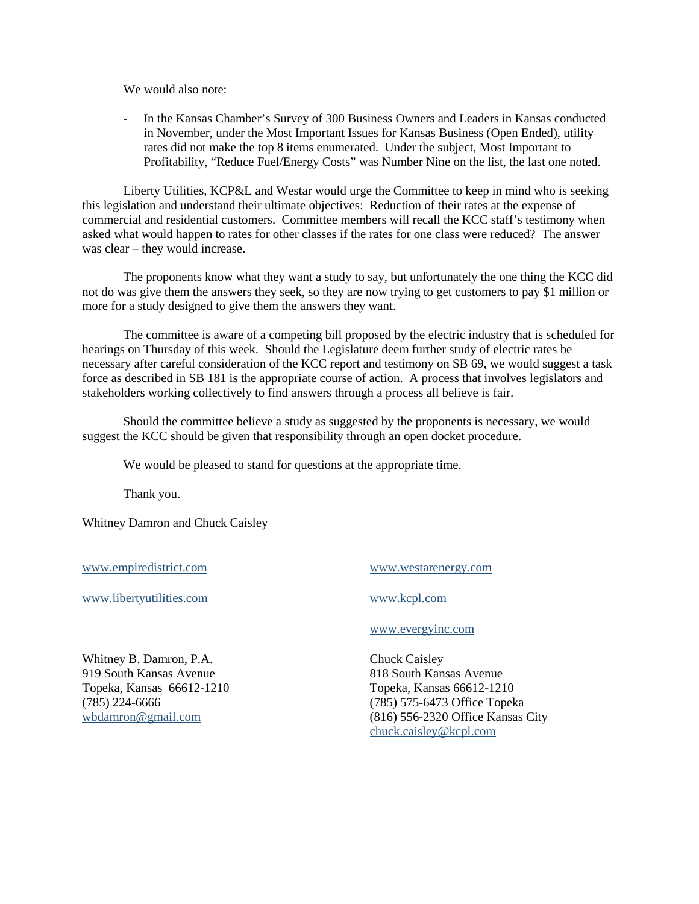We would also note:

- In the Kansas Chamber's Survey of 300 Business Owners and Leaders in Kansas conducted in November, under the Most Important Issues for Kansas Business (Open Ended), utility rates did not make the top 8 items enumerated. Under the subject, Most Important to Profitability, "Reduce Fuel/Energy Costs" was Number Nine on the list, the last one noted.

Liberty Utilities, KCP&L and Westar would urge the Committee to keep in mind who is seeking this legislation and understand their ultimate objectives: Reduction of their rates at the expense of commercial and residential customers. Committee members will recall the KCC staff's testimony when asked what would happen to rates for other classes if the rates for one class were reduced? The answer was clear – they would increase.

The proponents know what they want a study to say, but unfortunately the one thing the KCC did not do was give them the answers they seek, so they are now trying to get customers to pay $1 million or more for a study designed to give them the answers they want.

The committee is aware of a competing bill proposed by the electric industry that is scheduled for hearings on Thursday of this week. Should the Legislature deem further study of electric rates be necessary after careful consideration of the KCC report and testimony on SB 69, we would suggest a task force as described in SB 181 is the appropriate course of action. A process that involves legislators and stakeholders working collectively to find answers through a process all believe is fair.

Should the committee believe a study as suggested by the proponents is necessary, we would suggest the KCC should be given that responsibility through an open docket procedure.

We would be pleased to stand for questions at the appropriate time.

Thank you.

Whitney Damron and Chuck Caisley

www.empiredistrict.com

www.libertyutilities.com

Whitney B. Damron, P.A.
919 South Kansas Avenue
Topeka, Kansas 66612-1210
(785) 224-6666
wbdamron@gmail.com

www.westarenergy.com

www.kcpl.com

www.evergyinc.com

Chuck Caisley
818 South Kansas Avenue
Topeka, Kansas 66612-1210
(785) 575-6473 Office Topeka
(816) 556-2320 Office Kansas City
chuck.caisley@kcpl.com